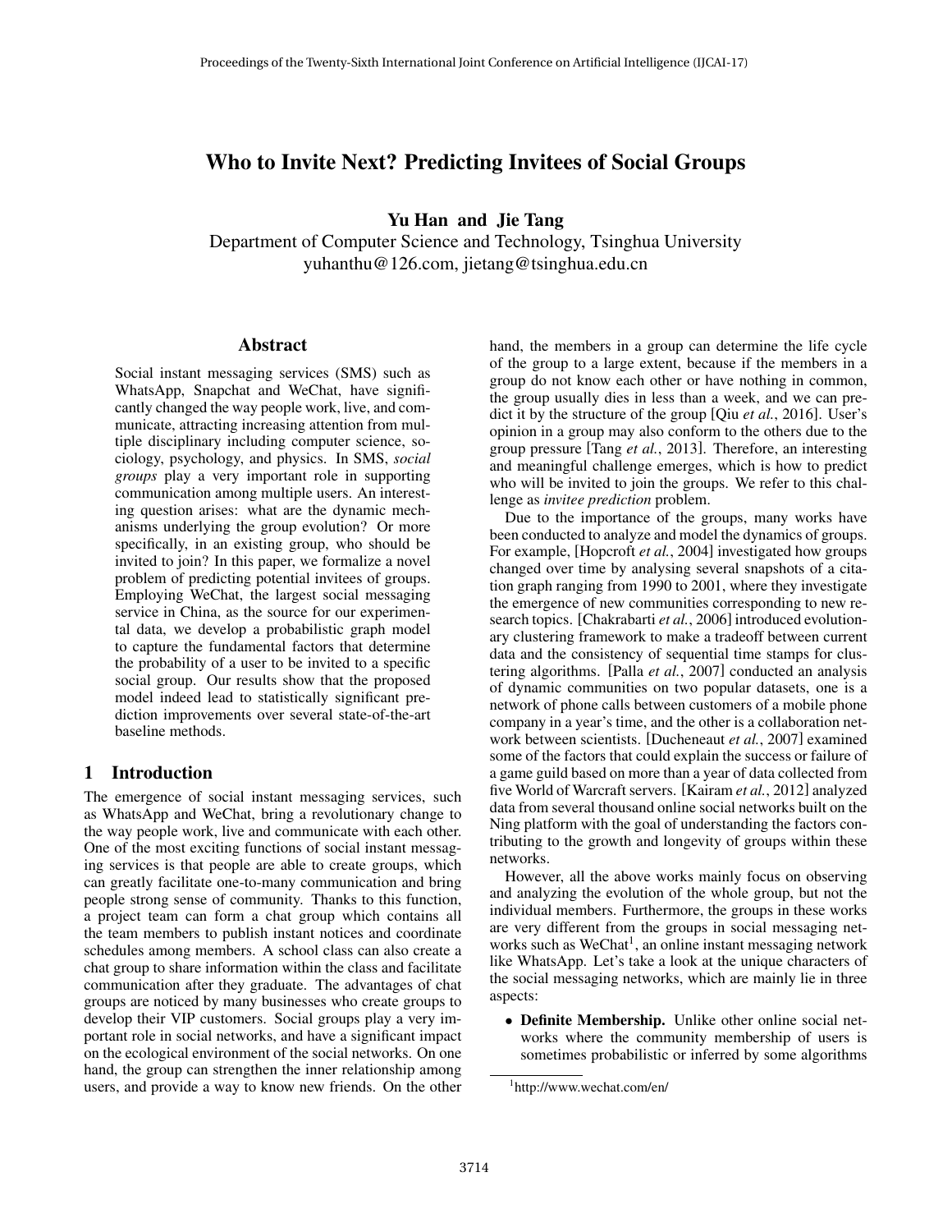# Who to Invite Next? Predicting Invitees of Social Groups

**Yu Han and Jie Tang**

Department of Computer Science and Technology, Tsinghua University
yuhanthu@126.com, jietang@tsinghua.edu.cn

## Abstract

Social instant messaging services (SMS) such as WhatsApp, Snapchat and WeChat, have significantly changed the way people work, live, and communicate, attracting increasing attention from multiple disciplinary including computer science, sociology, psychology, and physics. In SMS, *social groups* play a very important role in supporting communication among multiple users. An interesting question arises: what are the dynamic mechanisms underlying the group evolution? Or more specifically, in an existing group, who should be invited to join? In this paper, we formalize a novel problem of predicting potential invitees of groups. Employing WeChat, the largest social messaging service in China, as the source for our experimental data, we develop a probabilistic graph model to capture the fundamental factors that determine the probability of a user to be invited to a specific social group. Our results show that the proposed model indeed lead to statistically significant prediction improvements over several state-of-the-art baseline methods.

## 1 Introduction

The emergence of social instant messaging services, such as WhatsApp and WeChat, bring a revolutionary change to the way people work, live and communicate with each other. One of the most exciting functions of social instant messaging services is that people are able to create groups, which can greatly facilitate one-to-many communication and bring people strong sense of community. Thanks to this function, a project team can form a chat group which contains all the team members to publish instant notices and coordinate schedules among members. A school class can also create a chat group to share information within the class and facilitate communication after they graduate. The advantages of chat groups are noticed by many businesses who create groups to develop their VIP customers. Social groups play a very important role in social networks, and have a significant impact on the ecological environment of the social networks. On one hand, the group can strengthen the inner relationship among users, and provide a way to know new friends. On the other hand, the members in a group can determine the life cycle of the group to a large extent, because if the members in a group do not know each other or have nothing in common, the group usually dies in less than a week, and we can predict it by the structure of the group [Qiu *et al.*, 2016]. User's opinion in a group may also conform to the others due to the group pressure [Tang *et al.*, 2013]. Therefore, an interesting and meaningful challenge emerges, which is how to predict who will be invited to join the groups. We refer to this challenge as *invitee prediction* problem.

Due to the importance of the groups, many works have been conducted to analyze and model the dynamics of groups. For example, [Hopcroft *et al.*, 2004] investigated how groups changed over time by analysing several snapshots of a citation graph ranging from 1990 to 2001, where they investigate the emergence of new communities corresponding to new research topics. [Chakrabarti *et al.*, 2006] introduced evolutionary clustering framework to make a tradeoff between current data and the consistency of sequential time stamps for clustering algorithms. [Palla *et al.*, 2007] conducted an analysis of dynamic communities on two popular datasets, one is a network of phone calls between customers of a mobile phone company in a year's time, and the other is a collaboration network between scientists. [Ducheneaut *et al.*, 2007] examined some of the factors that could explain the success or failure of a game guild based on more than a year of data collected from five World of Warcraft servers. [Kairam *et al.*, 2012] analyzed data from several thousand online social networks built on the Ning platform with the goal of understanding the factors contributing to the growth and longevity of groups within these networks.

However, all the above works mainly focus on observing and analyzing the evolution of the whole group, but not the individual members. Furthermore, the groups in these works are very different from the groups in social messaging networks such as WeChat[1], an online instant messaging network like WhatsApp. Let's take a look at the unique characters of the social messaging networks, which are mainly lie in three aspects:

- **Definite Membership.** Unlike other online social networks where the community membership of users is sometimes probabilistic or inferred by some algorithms

[1] http://www.wechat.com/en/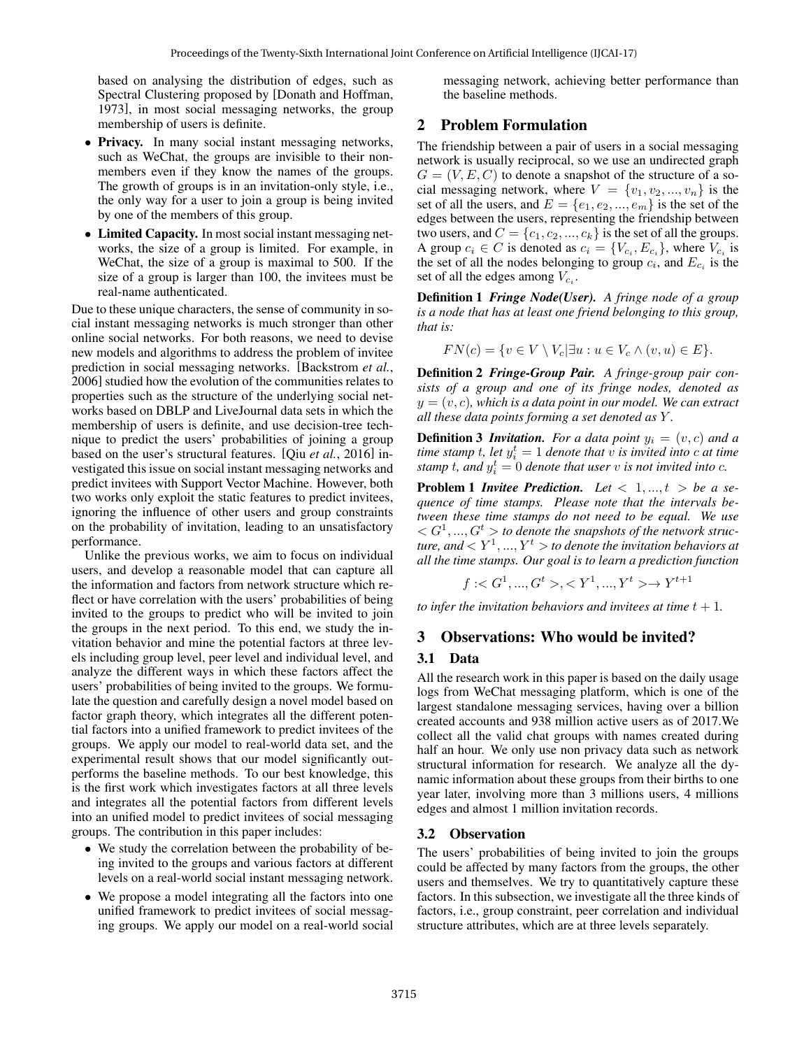based on analysing the distribution of edges, such as Spectral Clustering proposed by [Donath and Hoffman, 1973], in most social messaging networks, the group membership of users is definite.

- **Privacy.** In many social instant messaging networks, such as WeChat, the groups are invisible to their non-members even if they know the names of the groups. The growth of groups is in an invitation-only style, i.e., the only way for a user to join a group is being invited by one of the members of this group.
- **Limited Capacity.** In most social instant messaging networks, the size of a group is limited. For example, in WeChat, the size of a group is maximal to 500. If the size of a group is larger than 100, the invitees must be real-name authenticated.

Due to these unique characters, the sense of community in social instant messaging networks is much stronger than other online social networks. For both reasons, we need to devise new models and algorithms to address the problem of invitee prediction in social messaging networks. [Backstrom *et al.*, 2006] studied how the evolution of the communities relates to properties such as the structure of the underlying social networks based on DBLP and LiveJournal data sets in which the membership of users is definite, and use decision-tree technique to predict the users' probabilities of joining a group based on the user's structural features. [Qiu *et al.*, 2016] investigated this issue on social instant messaging networks and predict invitees with Support Vector Machine. However, both two works only exploit the static features to predict invitees, ignoring the influence of other users and group constraints on the probability of invitation, leading to an unsatisfactory performance.

Unlike the previous works, we aim to focus on individual users, and develop a reasonable model that can capture all the information and factors from network structure which reflect or have correlation with the users' probabilities of being invited to the groups to predict who will be invited to join the groups in the next period. To this end, we study the invitation behavior and mine the potential factors at three levels including group level, peer level and individual level, and analyze the different ways in which these factors affect the users' probabilities of being invited to the groups. We formulate the question and carefully design a novel model based on factor graph theory, which integrates all the different potential factors into a unified framework to predict invitees of the groups. We apply our model to real-world data set, and the experimental result shows that our model significantly outperforms the baseline methods. To our best knowledge, this is the first work which investigates factors at all three levels and integrates all the potential factors from different levels into an unified model to predict invitees of social messaging groups. The contribution in this paper includes:

- We study the correlation between the probability of being invited to the groups and various factors at different levels on a real-world social instant messaging network.
- We propose a model integrating all the factors into one unified framework to predict invitees of social messaging groups. We apply our model on a real-world social messaging network, achieving better performance than the baseline methods.

## 2 Problem Formulation

The friendship between a pair of users in a social messaging network is usually reciprocal, so we use an undirected graph $G = (V, E, C)$ to denote a snapshot of the structure of a social messaging network, where $V = \{v_1, v_2, ..., v_n\}$ is the set of all the users, and $E = \{e_1, e_2, ..., e_m\}$ is the set of the edges between the users, representing the friendship between two users, and $C = \{c_1, c_2, ..., c_k\}$ is the set of all the groups. A group $c_i \in C$ is denoted as $c_i = \{V_{c_i}, E_{c_i}\}$, where $V_{c_i}$ is the set of all the nodes belonging to group $c_i$, and $E_{c_i}$ is the set of all the edges among $V_{c_i}$.

**Definition 1** ***Fringe Node(User).*** *A fringe node of a group is a node that has at least one friend belonging to this group, that is:*

$$FN(c) = \{v \in V \setminus V_c | \exists u : u \in V_c \wedge (v, u) \in E\}.$$

**Definition 2** ***Fringe-Group Pair.*** *A fringe-group pair consists of a group and one of its fringe nodes, denoted as $y = (v, c)$, which is a data point in our model. We can extract all these data points forming a set denoted as $Y$.*

**Definition 3** ***Invitation.*** *For a data point $y_i = (v, c)$ and a time stamp $t$, let $y_i^t = 1$ denote that $v$ is invited into $c$ at time stamp $t$, and $y_i^t = 0$ denote that user $v$ is not invited into $c$.*

**Problem 1** ***Invitee Prediction.*** *Let $< 1, ..., t >$ be a sequence of time stamps. Please note that the intervals between these time stamps do not need to be equal. We use $< G^1, ..., G^t >$ to denote the snapshots of the network structure, and $< Y^1, ..., Y^t >$ to denote the invitation behaviors at all the time stamps. Our goal is to learn a prediction function*

$$f :< G^1, ..., G^t >, < Y^1, ..., Y^t > \rightarrow Y^{t+1}$$

*to infer the invitation behaviors and invitees at time $t + 1$.*

## 3 Observations: Who would be invited?

### 3.1 Data

All the research work in this paper is based on the daily usage logs from WeChat messaging platform, which is one of the largest standalone messaging services, having over a billion created accounts and 938 million active users as of 2017.We collect all the valid chat groups with names created during half an hour. We only use non privacy data such as network structural information for research. We analyze all the dynamic information about these groups from their births to one year later, involving more than 3 millions users, 4 millions edges and almost 1 million invitation records.

### 3.2 Observation

The users' probabilities of being invited to join the groups could be affected by many factors from the groups, the other users and themselves. We try to quantitatively capture these factors. In this subsection, we investigate all the three kinds of factors, i.e., group constraint, peer correlation and individual structure attributes, which are at three levels separately.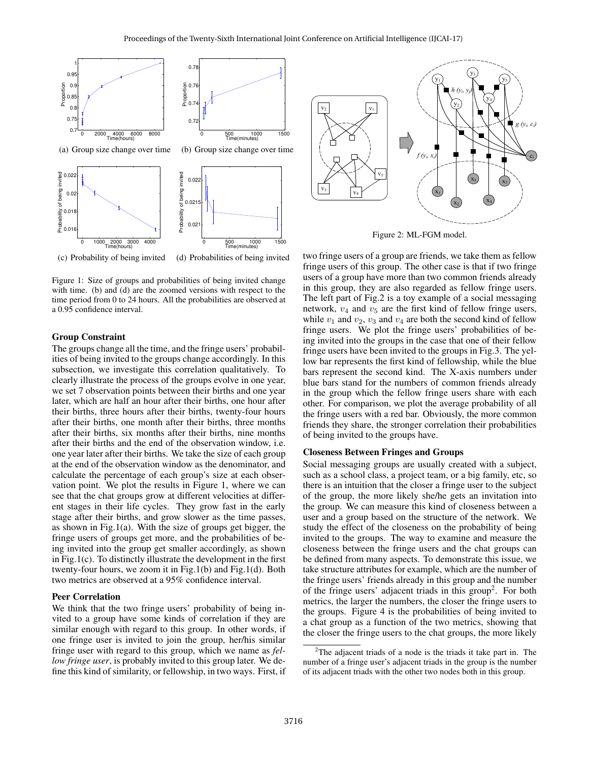(a) Group size change over time

(b) Group size change over time

(c) Probability of being invited

(d) Probabilities of being invited

Figure 1: Size of groups and probabilities of being invited change with time. (b) and (d) are the zoomed versions with respect to the time period from 0 to 24 hours. All the probabilities are observed at a 0.95 confidence interval.

### Group Constraint

The groups change all the time, and the fringe users' probabilities of being invited to the groups change accordingly. In this subsection, we investigate this correlation qualitatively. To clearly illustrate the process of the groups evolve in one year, we set 7 observation points between their births and one year later, which are half an hour after their births, one hour after their births, three hours after their births, twenty-four hours after their births, one month after their births, three months after their births, six months after their births, nine months after their births and the end of the observation window, i.e. one year later after their births. We take the size of each group at the end of the observation window as the denominator, and calculate the percentage of each group's size at each observation point. We plot the results in Figure 1, where we can see that the chat groups grow at different velocities at different stages in their life cycles. They grow fast in the early stage after their births, and grow slower as the time passes, as shown in Fig.1(a). With the size of groups get bigger, the fringe users of groups get more, and the probabilities of being invited into the group get smaller accordingly, as shown in Fig.1(c). To distinctly illustrate the development in the first twenty-four hours, we zoom it in Fig.1(b) and Fig.1(d). Both two metrics are observed at a 95% confidence interval.

### Peer Correlation

We think that the two fringe users' probability of being invited to a group have some kinds of correlation if they are similar enough with regard to this group. In other words, if one fringe user is invited to join the group, her/his similar fringe user with regard to this group, which we name as *fellow fringe user*, is probably invited to this group later. We define this kind of similarity, or fellowship, in two ways. First, if two fringe users of a group are friends, we take them as fellow fringe users of this group. The other case is that if two fringe users of a group have more than two common friends already in this group, they are also regarded as fellow fringe users. The left part of Fig.2 is a toy example of a social messaging network, $v_4$ and $v_5$ are the first kind of fellow fringe users, while $v_1$ and $v_2$, $v_3$ and $v_4$ are both the second kind of fellow fringe users. We plot the fringe users' probabilities of being invited into the groups in the case that one of their fellow fringe users have been invited to the groups in Fig.3. The yellow bar represents the first kind of fellowship, while the blue bars represent the second kind. The X-axis numbers under blue bars stand for the numbers of common friends already in the group which the fellow fringe users share with each other. For comparison, we plot the average probability of all the fringe users with a red bar. Obviously, the more common friends they share, the stronger correlation their probabilities of being invited to the groups have.

Figure 2: ML-FGM model.

### Closeness Between Fringes and Groups

Social messaging groups are usually created with a subject, such as a school class, a project team, or a big family, etc, so there is an intuition that the closer a fringe user to the subject of the group, the more likely she/he gets an invitation into the group. We can measure this kind of closeness between a user and a group based on the structure of the network. We study the effect of the closeness on the probability of being invited to the groups. The way to examine and measure the closeness between the fringe users and the chat groups can be defined from many aspects. To demonstrate this issue, we take structure attributes for example, which are the number of the fringe users' friends already in this group and the number of the fringe users' adjacent triads in this group[2]. For both metrics, the larger the numbers, the closer the fringe users to the groups. Figure 4 is the probabilities of being invited to a chat group as a function of the two metrics, showing that the closer the fringe users to the chat groups, the more likely

[2] The adjacent triads of a node is the triads it take part in. The number of a fringe user's adjacent triads in the group is the number of its adjacent triads with the other two nodes both in this group.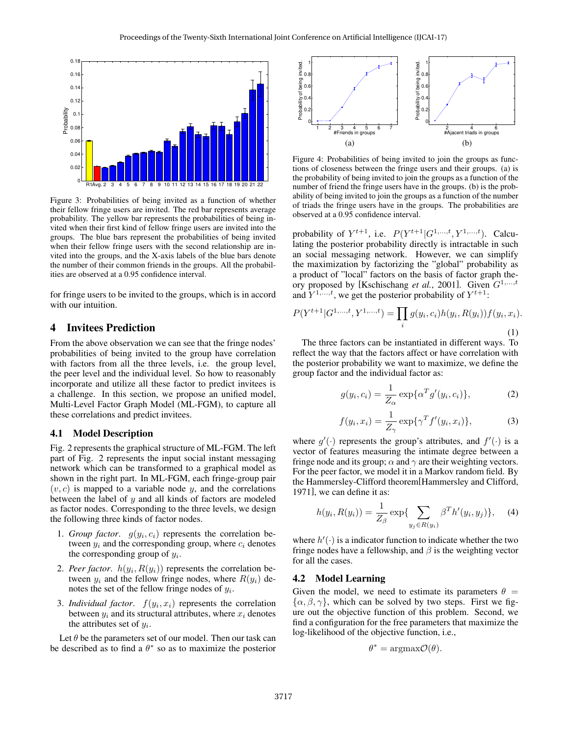Figure 3: Probabilities of being invited as a function of whether their fellow fringe users are invited. The red bar represents average probability. The yellow bar represents the probabilities of being invited when their first kind of fellow fringe users are invited into the groups. The blue bars represent the probabilities of being invited when their fellow fringe users with the second relationship are invited into the groups, and the X-axis labels of the blue bars denote the number of their common friends in the groups. All the probabilities are observed at a 0.95 confidence interval.

for fringe users to be invited to the groups, which is in accord with our intuition.

## 4 Invitees Prediction

From the above observation we can see that the fringe nodes' probabilities of being invited to the group have correlation with factors from all the three levels, i.e. the group level, the peer level and the individual level. So how to reasonably incorporate and utilize all these factor to predict invitees is a challenge. In this section, we propose an unified model, Multi-Level Factor Graph Model (ML-FGM), to capture all these correlations and predict invitees.

### 4.1 Model Description

Fig. 2 represents the graphical structure of ML-FGM. The left part of Fig. 2 represents the input social instant messaging network which can be transformed to a graphical model as shown in the right part. In ML-FGM, each fringe-group pair $(v, c)$ is mapped to a variable node $y$, and the correlations between the label of $y$ and all kinds of factors are modeled as factor nodes. Corresponding to the three levels, we design the following three kinds of factor nodes.

1. *Group factor*. $g(y_i, c_i)$ represents the correlation between $y_i$ and the corresponding group, where $c_i$ denotes the corresponding group of $y_i$.
2. *Peer factor*. $h(y_i, R(y_i))$ represents the correlation between $y_i$ and the fellow fringe nodes, where $R(y_i)$ denotes the set of the fellow fringe nodes of $y_i$.
3. *Individual factor*. $f(y_i, x_i)$ represents the correlation between $y_i$ and its structural attributes, where $x_i$ denotes the attributes set of $y_i$.

Let $\theta$ be the parameters set of our model. Then our task can be described as to find a $\theta^*$ so as to maximize the posterior

Figure 4: Probabilities of being invited to join the groups as functions of closeness between the fringe users and their groups. (a) is the probability of being invited to join the groups as a function of the number of friend the fringe users have in the groups. (b) is the probability of being invited to join the groups as a function of the number of triads the fringe users have in the groups. The probabilities are observed at a 0.95 confidence interval.

probability of $Y^{t+1}$, i.e. $P(Y^{t+1}|G^{1,\ldots,t}, Y^{1,\ldots,t})$. Calculating the posterior probability directly is intractable in such an social messaging network. However, we can simplify the maximization by factorizing the "global" probability as a product of "local" factors on the basis of factor graph theory proposed by [Kschischang *et al.*, 2001]. Given $G^{1,\ldots,t}$ and $Y^{1,\ldots,t}$, we get the posterior probability of $Y^{t+1}$:

$$P(Y^{t+1}|G^{1,\ldots,t}, Y^{1,\ldots,t}) = \prod_i g(y_i, c_i) h(y_i, R(y_i)) f(y_i, x_i). \tag{1}$$

The three factors can be instantiated in different ways. To reflect the way that the factors affect or have correlation with the posterior probability we want to maximize, we define the group factor and the individual factor as:

$$g(y_i, c_i) = \frac{1}{Z_\alpha} \exp\{\alpha^T g'(y_i, c_i)\}, \tag{2}$$

$$f(y_i, x_i) = \frac{1}{Z_\gamma} \exp\{\gamma^T f'(y_i, x_i)\}, \tag{3}$$

where $g'(\cdot)$ represents the group's attributes, and $f'(\cdot)$ is a vector of features measuring the intimate degree between a fringe node and its group; $\alpha$ and $\gamma$ are their weighting vectors. For the peer factor, we model it in a Markov random field. By the Hammersley-Clifford theorem[Hammersley and Clifford, 1971], we can define it as:

$$h(y_i, R(y_i)) = \frac{1}{Z_\beta} \exp\{\sum_{y_j \in R(y_i)} \beta^T h'(y_i, y_j)\}, \tag{4}$$

where $h'(\cdot)$ is a indicator function to indicate whether the two fringe nodes have a fellowship, and $\beta$ is the weighting vector for all the cases.

### 4.2 Model Learning

Given the model, we need to estimate its parameters $\theta = \{\alpha, \beta, \gamma\}$, which can be solved by two steps. First we figure out the objective function of this problem. Second, we find a configuration for the free parameters that maximize the log-likelihood of the objective function, i.e.,

$$\theta^* = \text{argmax}\mathcal{O}(\theta).$$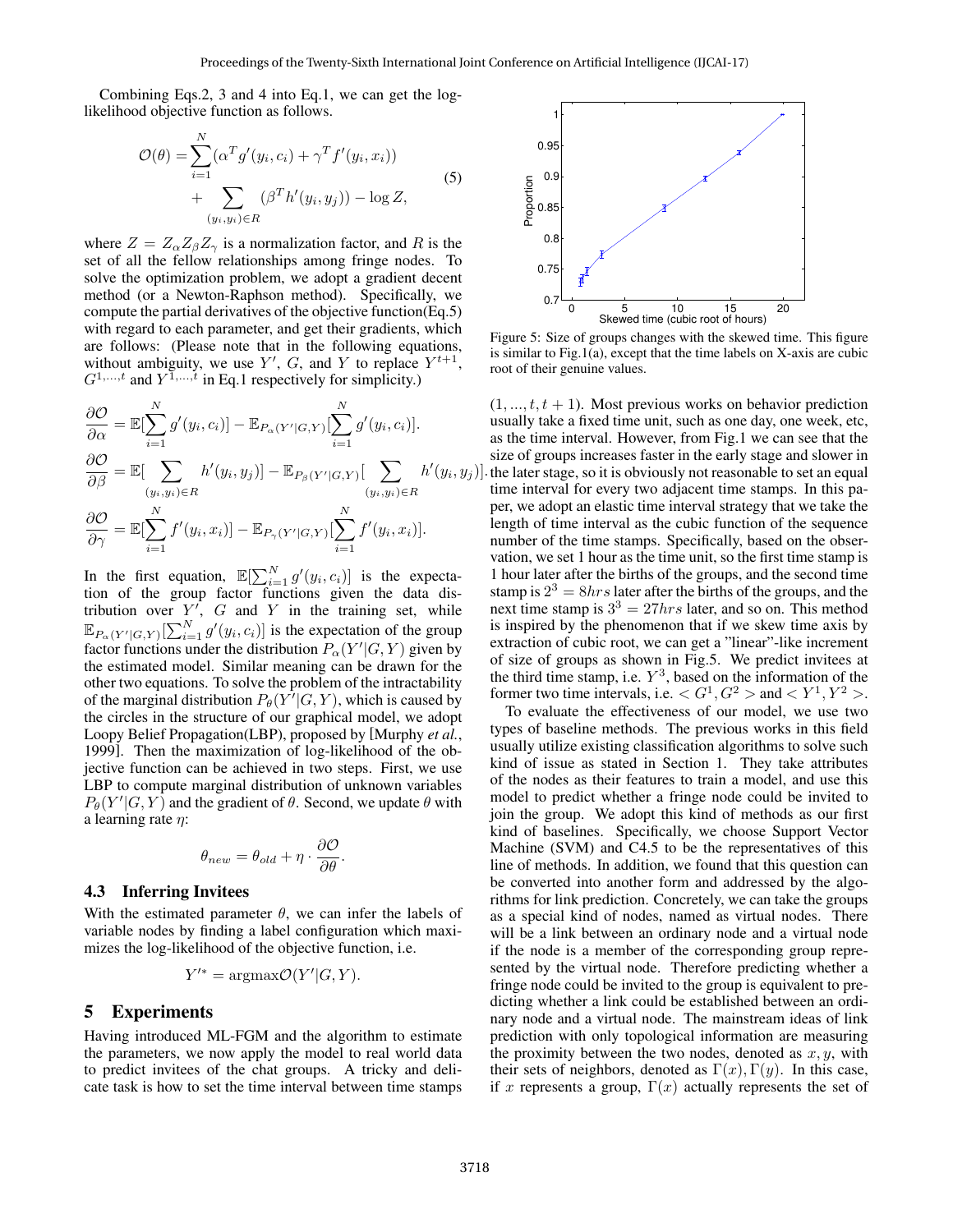Combining Eqs.2, 3 and 4 into Eq.1, we can get the log-likelihood objective function as follows.

$$\mathcal{O}(\theta) = \sum_{i=1}^{N} (\alpha^T g'(y_i, c_i) + \gamma^T f'(y_i, x_i)) + \sum_{(y_i, y_j) \in R} (\beta^T h'(y_i, y_j)) - \log Z, \tag{5}$$

where $Z = Z_\alpha Z_\beta Z_\gamma$ is a normalization factor, and $R$ is the set of all the fellow relationships among fringe nodes. To solve the optimization problem, we adopt a gradient decent method (or a Newton-Raphson method). Specifically, we compute the partial derivatives of the objective function(Eq.5) with regard to each parameter, and get their gradients, which are follows: (Please note that in the following equations, without ambiguity, we use $Y'$, $G$, and $Y$ to replace $Y^{t+1}$, $G^{1,\ldots,t}$ and $Y^{1,\ldots,t}$ in Eq.1 respectively for simplicity.)

$$\frac{\partial \mathcal{O}}{\partial \alpha} = \mathbb{E}[\sum_{i=1}^{N} g'(y_i, c_i)] - \mathbb{E}_{P_\alpha(Y'|G,Y)}[\sum_{i=1}^{N} g'(y_i, c_i)].$$

$$\frac{\partial \mathcal{O}}{\partial \beta} = \mathbb{E}[\sum_{(y_i, y_i) \in R} h'(y_i, y_j)] - \mathbb{E}_{P_\beta(Y'|G,Y)}[\sum_{(y_i, y_i) \in R} h'(y_i, y_j)].$$

$$\frac{\partial \mathcal{O}}{\partial \gamma} = \mathbb{E}[\sum_{i=1}^{N} f'(y_i, x_i)] - \mathbb{E}_{P_\gamma(Y'|G,Y)}[\sum_{i=1}^{N} f'(y_i, x_i)].$$

In the first equation, $\mathbb{E}[\sum_{i=1}^{N} g'(y_i, c_i)]$ is the expectation of the group factor functions given the data distribution over $Y'$, $G$ and $Y$ in the training set, while $\mathbb{E}_{P_\alpha(Y'|G,Y)}[\sum_{i=1}^{N} g'(y_i, c_i)]$ is the expectation of the group factor functions under the distribution $P_\alpha(Y'|G, Y)$ given by the estimated model. Similar meaning can be drawn for the other two equations. To solve the problem of the intractability of the marginal distribution $P_\theta(Y'|G, Y)$, which is caused by the circles in the structure of our graphical model, we adopt Loopy Belief Propagation(LBP), proposed by [Murphy *et al.*, 1999]. Then the maximization of log-likelihood of the objective function can be achieved in two steps. First, we use LBP to compute marginal distribution of unknown variables $P_\theta(Y'|G, Y)$ and the gradient of $\theta$. Second, we update $\theta$ with a learning rate $\eta$:

$$\theta_{new} = \theta_{old} + \eta \cdot \frac{\partial \mathcal{O}}{\partial \theta}.$$

### 4.3 Inferring Invitees

With the estimated parameter $\theta$, we can infer the labels of variable nodes by finding a label configuration which maximizes the log-likelihood of the objective function, i.e.

$$Y'^* = \text{argmax} \mathcal{O}(Y'|G, Y).$$

## 5 Experiments

Having introduced ML-FGM and the algorithm to estimate the parameters, we now apply the model to real world data to predict invitees of the chat groups. A tricky and delicate task is how to set the time interval between time stamps $(1, \ldots, t, t+1)$. Most previous works on behavior prediction usually take a fixed time unit, such as one day, one week, etc, as the time interval. However, from Fig.1 we can see that the size of groups increases faster in the early stage and slower in the later stage, so it is obviously not reasonable to set an equal time interval for every two adjacent time stamps. In this paper, we adopt an elastic time interval strategy that we take the length of time interval as the cubic function of the sequence number of the time stamps. Specifically, based on the observation, we set 1 hour as the time unit, so the first time stamp is 1 hour later after the births of the groups, and the second time stamp is $2^3 = 8hrs$ later after the births of the groups, and the next time stamp is $3^3 = 27hrs$ later, and so on. This method is inspired by the phenomenon that if we skew time axis by extraction of cubic root, we can get a "linear"-like increment of size of groups as shown in Fig.5. We predict invitees at the third time stamp, i.e. $Y^3$, based on the information of the former two time intervals, i.e. $< G^1, G^2 >$ and $< Y^1, Y^2 >$.

Figure 5: Size of groups changes with the skewed time. This figure is similar to Fig.1(a), except that the time labels on X-axis are cubic root of their genuine values.

To evaluate the effectiveness of our model, we use two types of baseline methods. The previous works in this field usually utilize existing classification algorithms to solve such kind of issue as stated in Section 1. They take attributes of the nodes as their features to train a model, and use this model to predict whether a fringe node could be invited to join the group. We adopt this kind of methods as our first kind of baselines. Specifically, we choose Support Vector Machine (SVM) and C4.5 to be the representatives of this line of methods. In addition, we found that this question can be converted into another form and addressed by the algorithms for link prediction. Concretely, we can take the groups as a special kind of nodes, named as virtual nodes. There will be a link between an ordinary node and a virtual node if the node is a member of the corresponding group represented by the virtual node. Therefore predicting whether a fringe node could be invited to the group is equivalent to predicting whether a link could be established between an ordinary node and a virtual node. The mainstream ideas of link prediction with only topological information are measuring the proximity between the two nodes, denoted as $x, y$, with their sets of neighbors, denoted as $\Gamma(x), \Gamma(y)$. In this case, if $x$ represents a group, $\Gamma(x)$ actually represents the set of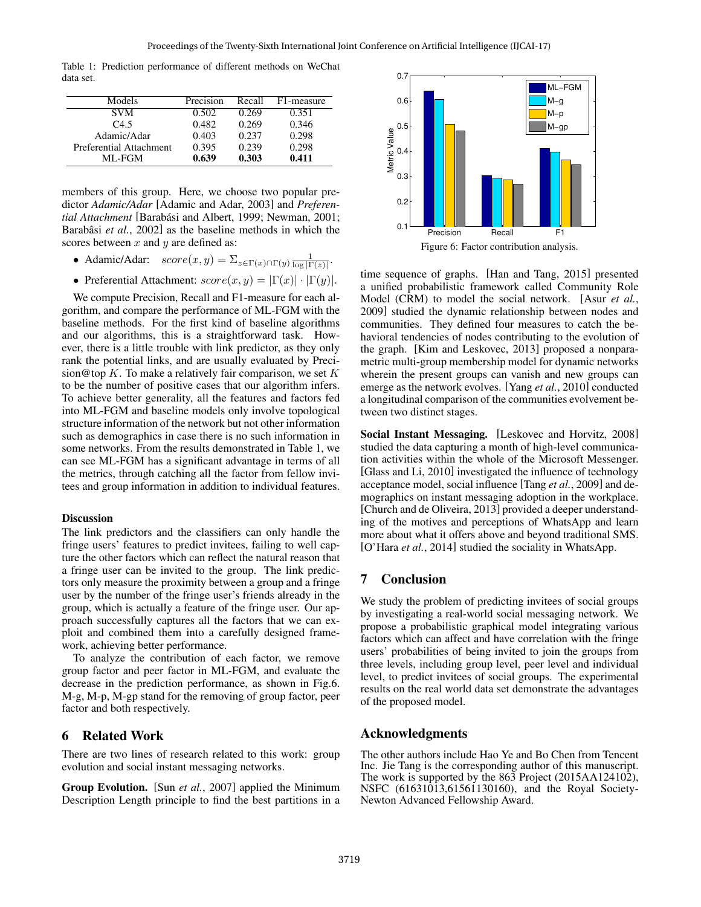Table 1: Prediction performance of different methods on WeChat data set.

| Models | Precision | Recall | F1-measure |
|---|---|---|---|
| SVM | 0.502 | 0.269 | 0.351 |
| C4.5 | 0.482 | 0.269 | 0.346 |
| Adamic/Adar | 0.403 | 0.237 | 0.298 |
| Preferential Attachment | 0.395 | 0.239 | 0.298 |
| ML-FGM | **0.639** | **0.303** | **0.411** |

members of this group. Here, we choose two popular predictor *Adamic/Adar* [Adamic and Adar, 2003] and *Preferential Attachment* [Barabási and Albert, 1999; Newman, 2001; Barabâsi *et al.*, 2002] as the baseline methods in which the scores between $x$ and $y$ are defined as:

- Adamic/Adar: $score(x, y) = \Sigma_{z \in \Gamma(x) \cap \Gamma(y)} \frac{1}{\log |\Gamma(z)|}$.
- Preferential Attachment: $score(x, y) = |\Gamma(x)| \cdot |\Gamma(y)|$.

We compute Precision, Recall and F1-measure for each algorithm, and compare the performance of ML-FGM with the baseline methods. For the first kind of baseline algorithms and our algorithms, this is a straightforward task. However, there is a little trouble with link predictor, as they only rank the potential links, and are usually evaluated by Precision@top $K$. To make a relatively fair comparison, we set $K$ to be the number of positive cases that our algorithm infers. To achieve better generality, all the features and factors fed into ML-FGM and baseline models only involve topological structure information of the network but not other information such as demographics in case there is no such information in some networks. From the results demonstrated in Table 1, we can see ML-FGM has a significant advantage in terms of all the metrics, through catching all the factor from fellow invitees and group information in addition to individual features.

**Discussion**

The link predictors and the classifiers can only handle the fringe users' features to predict invitees, failing to well capture the other factors which can reflect the natural reason that a fringe user can be invited to the group. The link predictors only measure the proximity between a group and a fringe user by the number of the fringe user's friends already in the group, which is actually a feature of the fringe user. Our approach successfully captures all the factors that we can exploit and combined them into a carefully designed framework, achieving better performance.

To analyze the contribution of each factor, we remove group factor and peer factor in ML-FGM, and evaluate the decrease in the prediction performance, as shown in Fig.6. M-g, M-p, M-gp stand for the removing of group factor, peer factor and both respectively.

Figure 6: Factor contribution analysis.

## 6 Related Work

There are two lines of research related to this work: group evolution and social instant messaging networks.

**Group Evolution.** [Sun *et al.*, 2007] applied the Minimum Description Length principle to find the best partitions in a time sequence of graphs. [Han and Tang, 2015] presented a unified probabilistic framework called Community Role Model (CRM) to model the social network. [Asur *et al.*, 2009] studied the dynamic relationship between nodes and communities. They defined four measures to catch the behavioral tendencies of nodes contributing to the evolution of the graph. [Kim and Leskovec, 2013] proposed a nonparametric multi-group membership model for dynamic networks wherein the present groups can vanish and new groups can emerge as the network evolves. [Yang *et al.*, 2010] conducted a longitudinal comparison of the communities evolvement between two distinct stages.

**Social Instant Messaging.** [Leskovec and Horvitz, 2008] studied the data capturing a month of high-level communication activities within the whole of the Microsoft Messenger. [Glass and Li, 2010] investigated the influence of technology acceptance model, social influence [Tang *et al.*, 2009] and demographics on instant messaging adoption in the workplace. [Church and de Oliveira, 2013] provided a deeper understanding of the motives and perceptions of WhatsApp and learn more about what it offers above and beyond traditional SMS. [O'Hara *et al.*, 2014] studied the sociality in WhatsApp.

## 7 Conclusion

We study the problem of predicting invitees of social groups by investigating a real-world social messaging network. We propose a probabilistic graphical model integrating various factors which can affect and have correlation with the fringe users' probabilities of being invited to join the groups from three levels, including group level, peer level and individual level, to predict invitees of social groups. The experimental results on the real world data set demonstrate the advantages of the proposed model.

## Acknowledgments

The other authors include Hao Ye and Bo Chen from Tencent Inc. Jie Tang is the corresponding author of this manuscript. The work is supported by the 863 Project (2015AA124102), NSFC (61631013,61561130160), and the Royal Society-Newton Advanced Fellowship Award.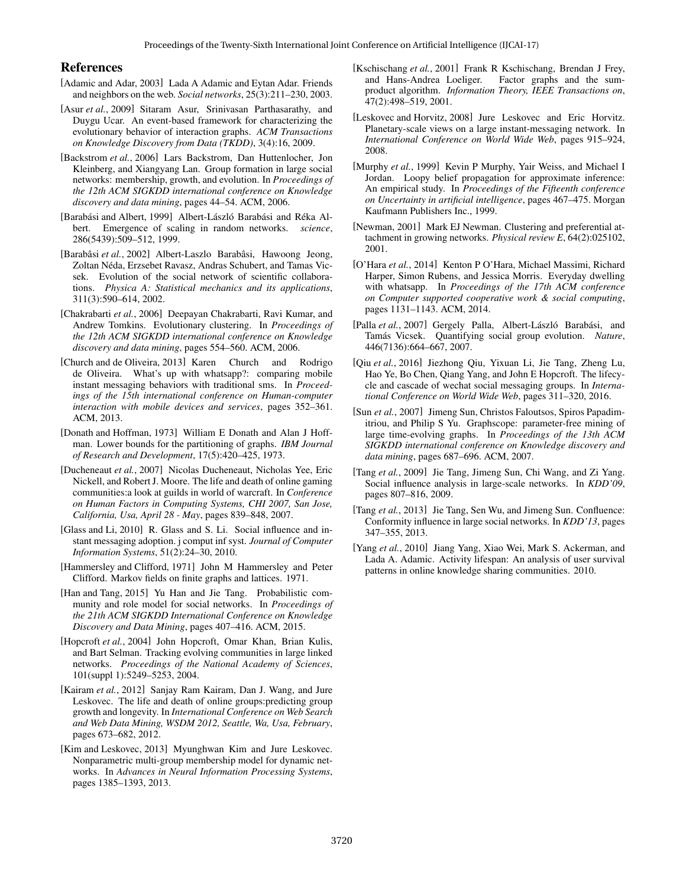## References

[Adamic and Adar, 2003] Lada A Adamic and Eytan Adar. Friends and neighbors on the web. *Social networks*, 25(3):211–230, 2003.

[Asur *et al.*, 2009] Sitaram Asur, Srinivasan Parthasarathy, and Duygu Ucar. An event-based framework for characterizing the evolutionary behavior of interaction graphs. *ACM Transactions on Knowledge Discovery from Data (TKDD)*, 3(4):16, 2009.

[Backstrom *et al.*, 2006] Lars Backstrom, Dan Huttenlocher, Jon Kleinberg, and Xiangyang Lan. Group formation in large social networks: membership, growth, and evolution. In *Proceedings of the 12th ACM SIGKDD international conference on Knowledge discovery and data mining*, pages 44–54. ACM, 2006.

[Barabási and Albert, 1999] Albert-László Barabási and Réka Albert. Emergence of scaling in random networks. *science*, 286(5439):509–512, 1999.

[Barabâsi *et al.*, 2002] Albert-Laszlo Barabâsi, Hawoong Jeong, Zoltan Néda, Erzsebet Ravasz, Andras Schubert, and Tamas Vicsek. Evolution of the social network of scientific collaborations. *Physica A: Statistical mechanics and its applications*, 311(3):590–614, 2002.

[Chakrabarti *et al.*, 2006] Deepayan Chakrabarti, Ravi Kumar, and Andrew Tomkins. Evolutionary clustering. In *Proceedings of the 12th ACM SIGKDD international conference on Knowledge discovery and data mining*, pages 554–560. ACM, 2006.

[Church and de Oliveira, 2013] Karen Church and Rodrigo de Oliveira. What's up with whatsapp?: comparing mobile instant messaging behaviors with traditional sms. In *Proceedings of the 15th international conference on Human-computer interaction with mobile devices and services*, pages 352–361. ACM, 2013.

[Donath and Hoffman, 1973] William E Donath and Alan J Hoffman. Lower bounds for the partitioning of graphs. *IBM Journal of Research and Development*, 17(5):420–425, 1973.

[Ducheneaut *et al.*, 2007] Nicolas Ducheneaut, Nicholas Yee, Eric Nickell, and Robert J. Moore. The life and death of online gaming communities:a look at guilds in world of warcraft. In *Conference on Human Factors in Computing Systems, CHI 2007, San Jose, California, Usa, April 28 - May*, pages 839–848, 2007.

[Glass and Li, 2010] R. Glass and S. Li. Social influence and instant messaging adoption. j comput inf syst. *Journal of Computer Information Systems*, 51(2):24–30, 2010.

[Hammersley and Clifford, 1971] John M Hammersley and Peter Clifford. Markov fields on finite graphs and lattices. 1971.

[Han and Tang, 2015] Yu Han and Jie Tang. Probabilistic community and role model for social networks. In *Proceedings of the 21th ACM SIGKDD International Conference on Knowledge Discovery and Data Mining*, pages 407–416. ACM, 2015.

[Hopcroft *et al.*, 2004] John Hopcroft, Omar Khan, Brian Kulis, and Bart Selman. Tracking evolving communities in large linked networks. *Proceedings of the National Academy of Sciences*, 101(suppl 1):5249–5253, 2004.

[Kairam *et al.*, 2012] Sanjay Ram Kairam, Dan J. Wang, and Jure Leskovec. The life and death of online groups:predicting group growth and longevity. In *International Conference on Web Search and Web Data Mining, WSDM 2012, Seattle, Wa, Usa, February*, pages 673–682, 2012.

[Kim and Leskovec, 2013] Myunghwan Kim and Jure Leskovec. Nonparametric multi-group membership model for dynamic networks. In *Advances in Neural Information Processing Systems*, pages 1385–1393, 2013.

[Kschischang *et al.*, 2001] Frank R Kschischang, Brendan J Frey, and Hans-Andrea Loeliger. Factor graphs and the sum-product algorithm. *Information Theory, IEEE Transactions on*, 47(2):498–519, 2001.

[Leskovec and Horvitz, 2008] Jure Leskovec and Eric Horvitz. Planetary-scale views on a large instant-messaging network. In *International Conference on World Wide Web*, pages 915–924, 2008.

[Murphy *et al.*, 1999] Kevin P Murphy, Yair Weiss, and Michael I Jordan. Loopy belief propagation for approximate inference: An empirical study. In *Proceedings of the Fifteenth conference on Uncertainty in artificial intelligence*, pages 467–475. Morgan Kaufmann Publishers Inc., 1999.

[Newman, 2001] Mark EJ Newman. Clustering and preferential attachment in growing networks. *Physical review E*, 64(2):025102, 2001.

[O'Hara *et al.*, 2014] Kenton P O'Hara, Michael Massimi, Richard Harper, Simon Rubens, and Jessica Morris. Everyday dwelling with whatsapp. In *Proceedings of the 17th ACM conference on Computer supported cooperative work & social computing*, pages 1131–1143. ACM, 2014.

[Palla *et al.*, 2007] Gergely Palla, Albert-László Barabási, and Tamás Vicsek. Quantifying social group evolution. *Nature*, 446(7136):664–667, 2007.

[Qiu *et al.*, 2016] Jiezhong Qiu, Yixuan Li, Jie Tang, Zheng Lu, Hao Ye, Bo Chen, Qiang Yang, and John E Hopcroft. The lifecycle and cascade of wechat social messaging groups. In *International Conference on World Wide Web*, pages 311–320, 2016.

[Sun *et al.*, 2007] Jimeng Sun, Christos Faloutsos, Spiros Papadimitriou, and Philip S Yu. Graphscope: parameter-free mining of large time-evolving graphs. In *Proceedings of the 13th ACM SIGKDD international conference on Knowledge discovery and data mining*, pages 687–696. ACM, 2007.

[Tang *et al.*, 2009] Jie Tang, Jimeng Sun, Chi Wang, and Zi Yang. Social influence analysis in large-scale networks. In *KDD'09*, pages 807–816, 2009.

[Tang *et al.*, 2013] Jie Tang, Sen Wu, and Jimeng Sun. Confluence: Conformity influence in large social networks. In *KDD'13*, pages 347–355, 2013.

[Yang *et al.*, 2010] Jiang Yang, Xiao Wei, Mark S. Ackerman, and Lada A. Adamic. Activity lifespan: An analysis of user survival patterns in online knowledge sharing communities. 2010.